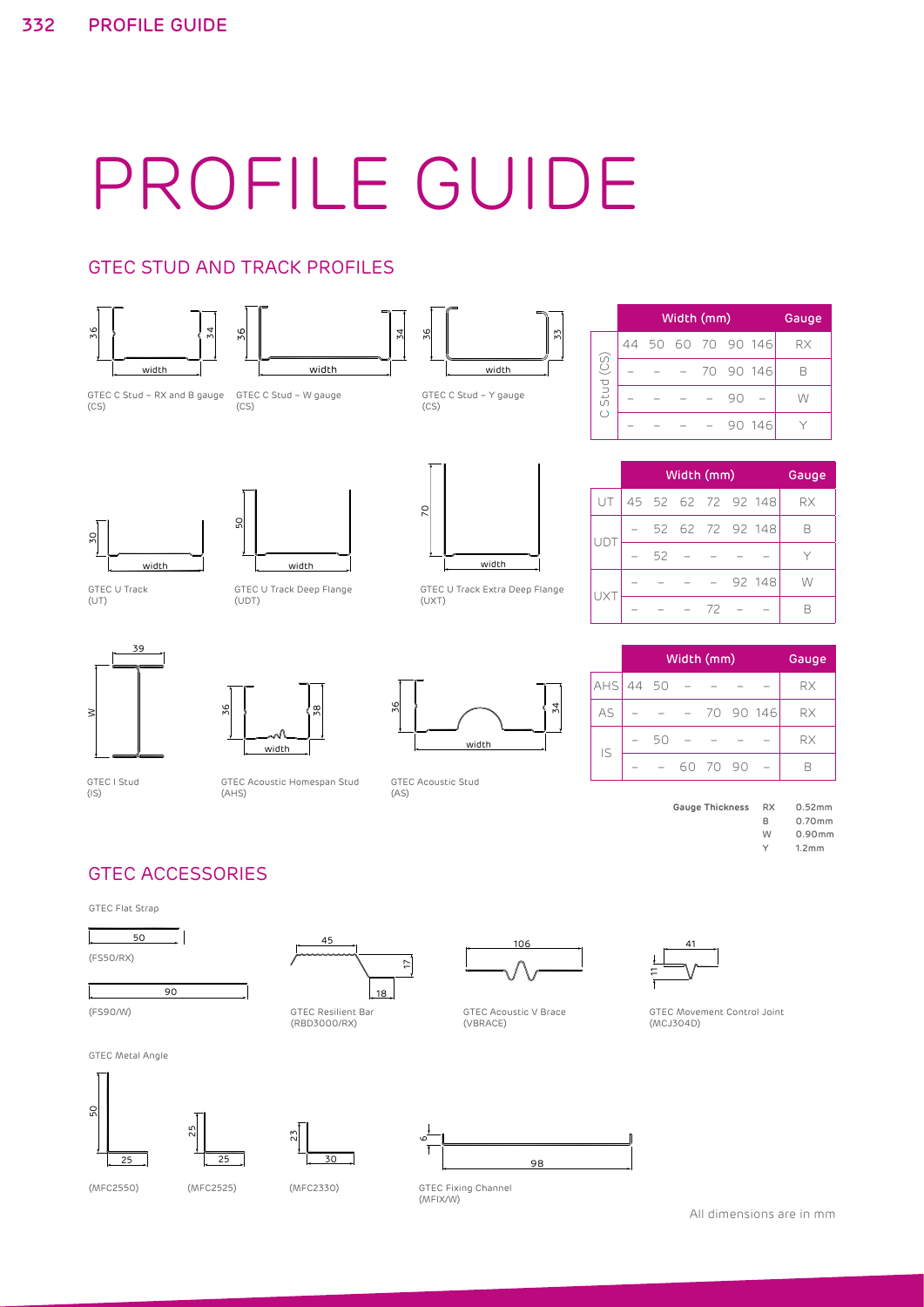# PROFILE GUIDE

## GTEC STUD AND TRACK PROFILES

36
34
width

GTEC C Stud – RX and B gauge (CS)

36
34
width

GTEC C Stud – W gauge (CS)

36
33
width

GTEC C Stud – Y gauge (CS)

| | Width (mm) | | | | | | Gauge |
|---|---|---|---|---|---|---|---|
| C Stud (CS) | 44 | 50 | 60 | 70 | 90 | 146 | RX |
| | – | – | – | 70 | 90 | 146 | B |
| | – | – | – | – | 90 | – | W |
| | – | – | – | – | 90 | 146 | Y |

30
width

GTEC U Track (UT)

50
width

GTEC U Track Deep Flange (UDT)

70
width

GTEC U Track Extra Deep Flange (UXT)

| | Width (mm) | | | | | | Gauge |
|---|---|---|---|---|---|---|---|
| UT | 45 | 52 | 62 | 72 | 92 | 148 | RX |
| UDT | – | 52 | 62 | 72 | 92 | 148 | B |
| | – | 52 | – | – | – | – | Y |
| UXT | – | – | – | – | 92 | 148 | W |
| | – | – | – | 72 | – | – | B |

39
W

GTEC I Stud (IS)

36
38
width

GTEC Acoustic Homespan Stud (AHS)

36
34
width

GTEC Acoustic Stud (AS)

| | Width (mm) | | | | | | Gauge |
|---|---|---|---|---|---|---|---|
| AHS | 44 | 50 | – | – | – | – | RX |
| AS | – | – | – | 70 | 90 | 146 | RX |
| IS | – | 50 | – | – | – | – | RX |
| | – | – | 60 | 70 | 90 | – | B |

| Gauge Thickness | | |
|---|---|---|
| | RX | 0.52mm |
| | B | 0.70mm |
| | W | 0.90mm |
| | Y | 1.2mm |

## GTEC ACCESSORIES

GTEC Flat Strap

50

(FS50/RX)

90

(FS90/W)

45
17
18

GTEC Resilient Bar (RBD3000/RX)

106

GTEC Acoustic V Brace (VBRACE)

41
11

GTEC Movement Control Joint (MCJ304D)

GTEC Metal Angle

50
25

(MFC2550)

25
25

(MFC2525)

23
30

(MFC2330)

6
98

GTEC Fixing Channel (MFIX/W)

All dimensions are in mm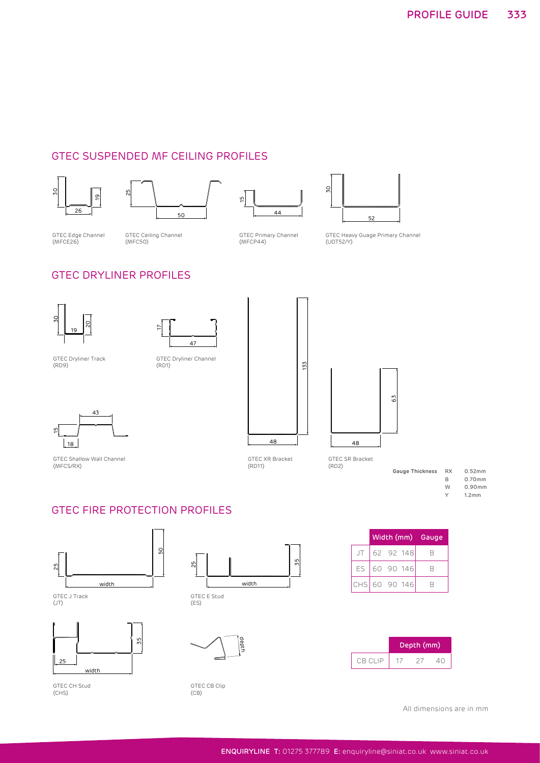## GTEC SUSPENDED MF CEILING PROFILES

30 19 26

GTEC Edge Channel (MFCE26)

25 50

GTEC Ceiling Channel (MFC50)

15 44

GTEC Primary Channel (MFCP44)

30 52

GTEC Heavy Guage Primary Channel (UDT52/Y)

## GTEC DRYLINER PROFILES

30 19 20

GTEC Dryliner Track (RD9)

17 47

GTEC Dryliner Channel (RD1)

43 15 18

GTEC Shallow Wall Channel (MFCS/RX)

133 48

GTEC XR Bracket (RD11)

63 48

GTEC SR Bracket (RD2)

| Gauge Thickness | | |
|---|---|---|
| | RX | 0.52mm |
| | B | 0.70mm |
| | W | 0.90mm |
| | Y | 1.2mm |

## GTEC FIRE PROTECTION PROFILES

25 50 width

GTEC J Track (JT)

25 35 width

GTEC E Stud (ES)

35 25 width

GTEC CH Stud (CHS)

depth

GTEC CB Clip (CB)

| | Width (mm) | Gauge |
|---|---|---|
| JT | 62 92 148 | B |
| ES | 60 90 146 | B |
| CHS | 60 90 146 | B |

| | Depth (mm) | | |
|---|---|---|---|
| CB CLIP | 17 | 27 | 40 |

All dimensions are in mm

**ENQUIRYLINE T:** 01275 377789 **E:** enquiryline@siniat.co.uk www.siniat.co.uk